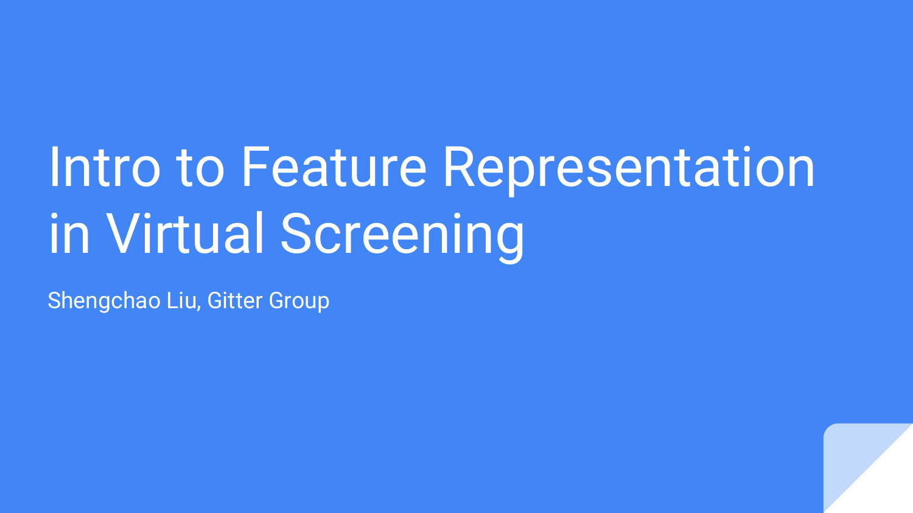# Intro to Feature Representation in Virtual Screening

Shengchao Liu, Gitter Group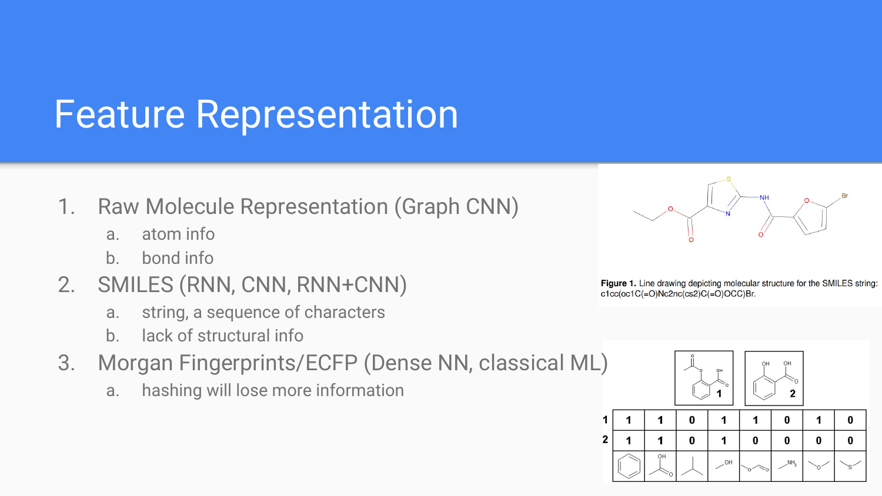# Feature Representation

1. Raw Molecule Representation (Graph CNN)
   a. atom info
   b. bond info
2. SMILES (RNN, CNN, RNN+CNN)
   a. string, a sequence of characters
   b. lack of structural info
3. Morgan Fingerprints/ECFP (Dense NN, classical ML)
   a. hashing will lose more information

**Figure 1.** Line drawing depicting molecular structure for the SMILES string: c1cc(oc1C(=O)Nc2nc(cs2)C(=O)OCC)Br.

| | | | | | | | | |
|---|---|---|---|---|---|---|---|---|
| 1 | 1 | 1 | 0 | 1 | 1 | 0 | 1 | 0 |
| 2 | 1 | 1 | 0 | 1 | 0 | 0 | 0 | 0 |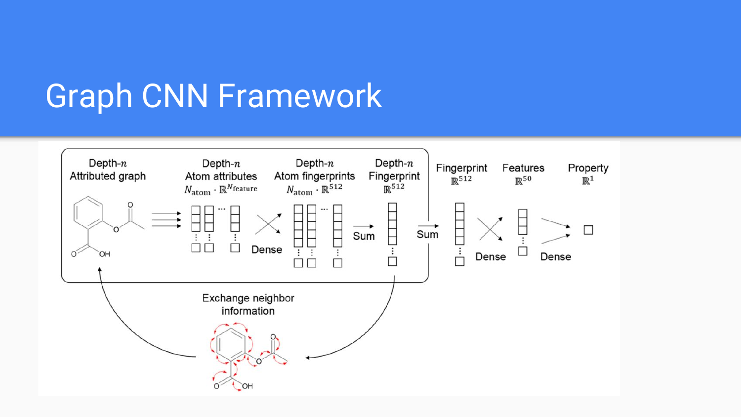# Graph CNN Framework

Depth-$n$ Attributed graph

Depth-$n$ Atom attributes $N_{atom} \cdot \mathbb{R}^{N_{feature}}$

Dense

Depth-$n$ Atom fingerprints $N_{atom} \cdot \mathbb{R}^{512}$

Sum

Depth-$n$ Fingerprint $\mathbb{R}^{512}$

Sum

Fingerprint $\mathbb{R}^{512}$

Dense

Features $\mathbb{R}^{50}$

Dense

Property $\mathbb{R}^{1}$

Exchange neighbor information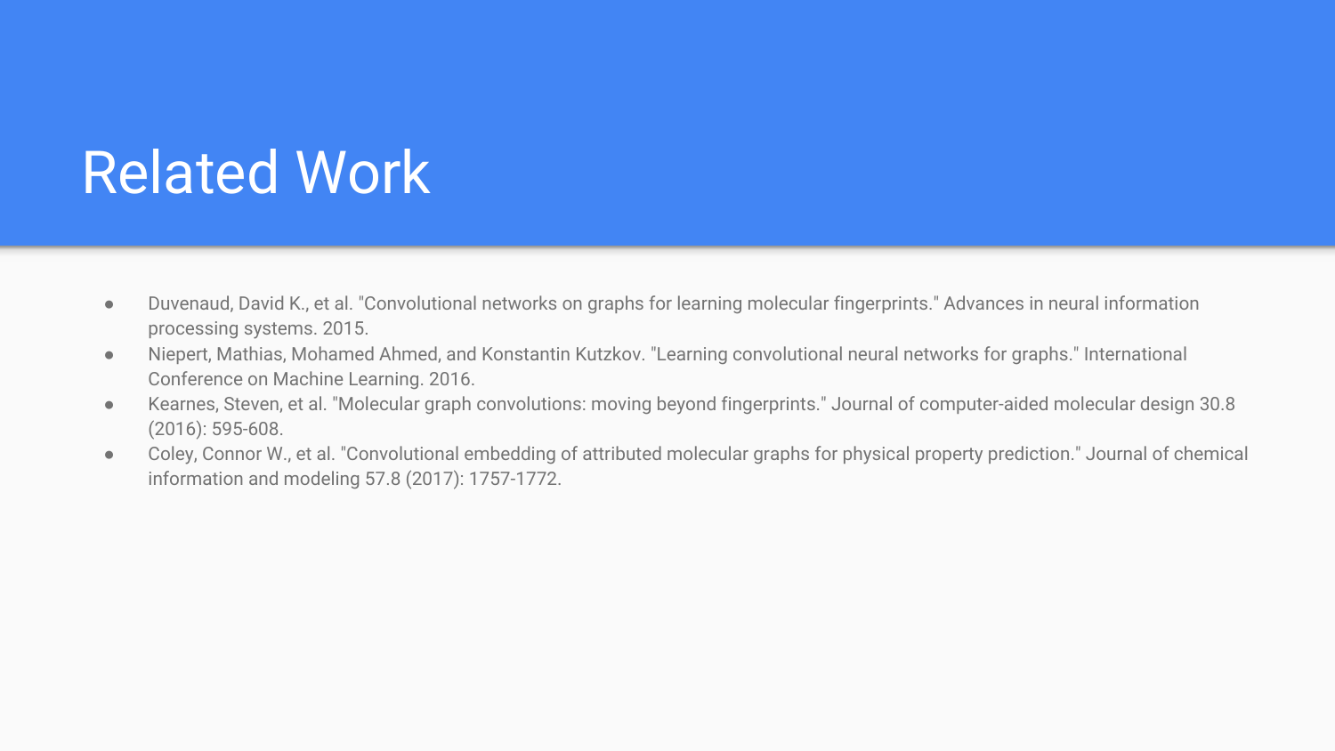# Related Work

- Duvenaud, David K., et al. "Convolutional networks on graphs for learning molecular fingerprints." Advances in neural information processing systems. 2015.
- Niepert, Mathias, Mohamed Ahmed, and Konstantin Kutzkov. "Learning convolutional neural networks for graphs." International Conference on Machine Learning. 2016.
- Kearnes, Steven, et al. "Molecular graph convolutions: moving beyond fingerprints." Journal of computer-aided molecular design 30.8 (2016): 595-608.
- Coley, Connor W., et al. "Convolutional embedding of attributed molecular graphs for physical property prediction." Journal of chemical information and modeling 57.8 (2017): 1757-1772.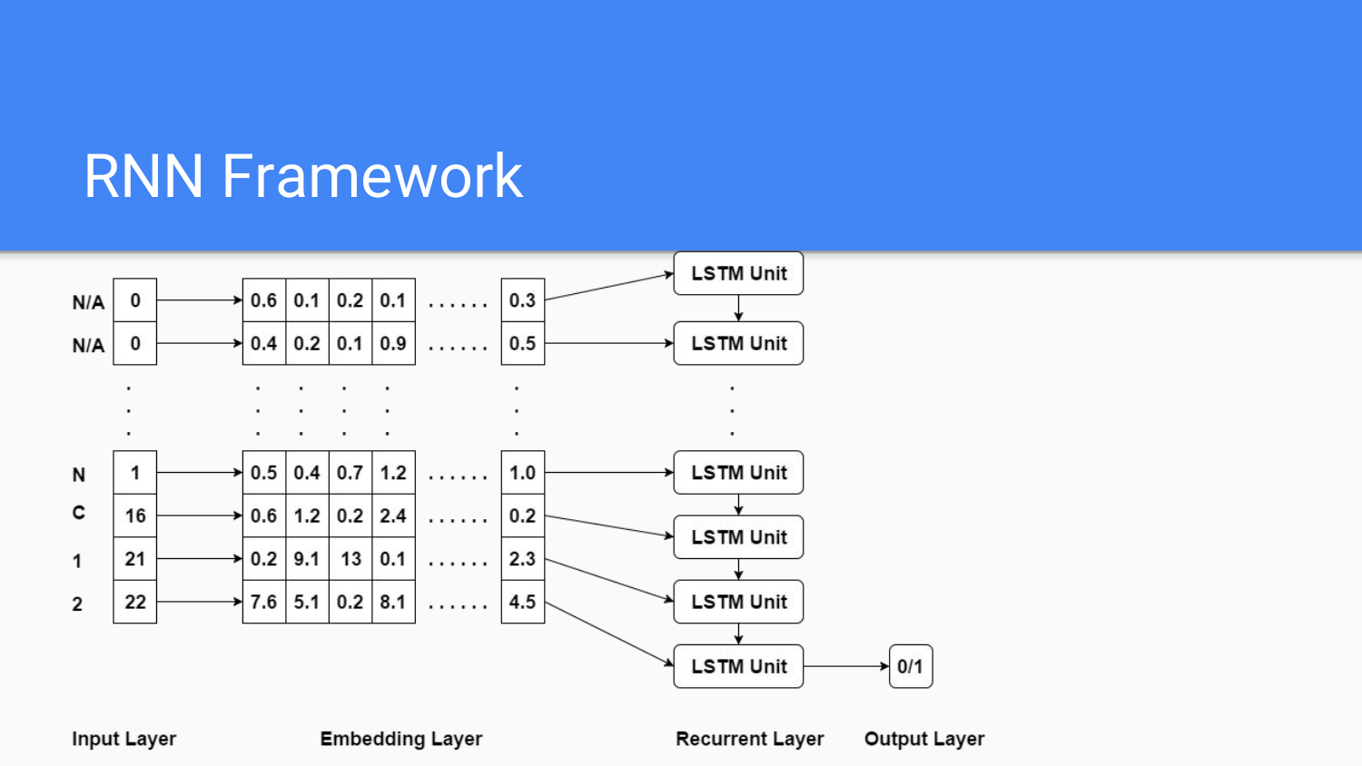# RNN Framework

| Input Layer | | Embedding Layer | | | | | | Recurrent Layer | Output Layer |
|---|---|---|---|---|---|---|---|---|---|
| N/A | 0 | 0.6 | 0.1 | 0.2 | 0.1 | ...... | 0.3 | LSTM Unit | |
| N/A | 0 | 0.4 | 0.2 | 0.1 | 0.9 | ...... | 0.5 | LSTM Unit | |
| . | . | . | . | . | . | | . | . | |
| N | 1 | 0.5 | 0.4 | 0.7 | 1.2 | ...... | 1.0 | LSTM Unit | |
| C | 16 | 0.6 | 1.2 | 0.2 | 2.4 | ...... | 0.2 | LSTM Unit | |
| 1 | 21 | 0.2 | 9.1 | 13 | 0.1 | ...... | 2.3 | LSTM Unit | |
| 2 | 22 | 7.6 | 5.1 | 0.2 | 8.1 | ...... | 4.5 | LSTM Unit | 0/1 |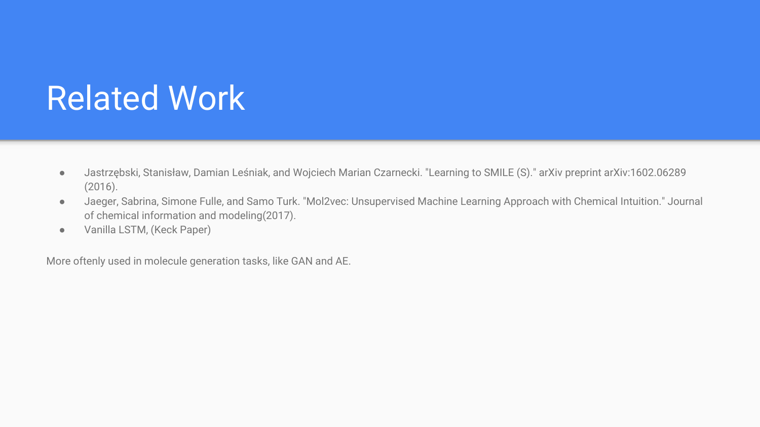# Related Work

- Jastrzębski, Stanisław, Damian Leśniak, and Wojciech Marian Czarnecki. "Learning to SMILE (S)." arXiv preprint arXiv:1602.06289 (2016).
- Jaeger, Sabrina, Simone Fulle, and Samo Turk. "Mol2vec: Unsupervised Machine Learning Approach with Chemical Intuition." Journal of chemical information and modeling(2017).
- Vanilla LSTM, (Keck Paper)

More oftenly used in molecule generation tasks, like GAN and AE.